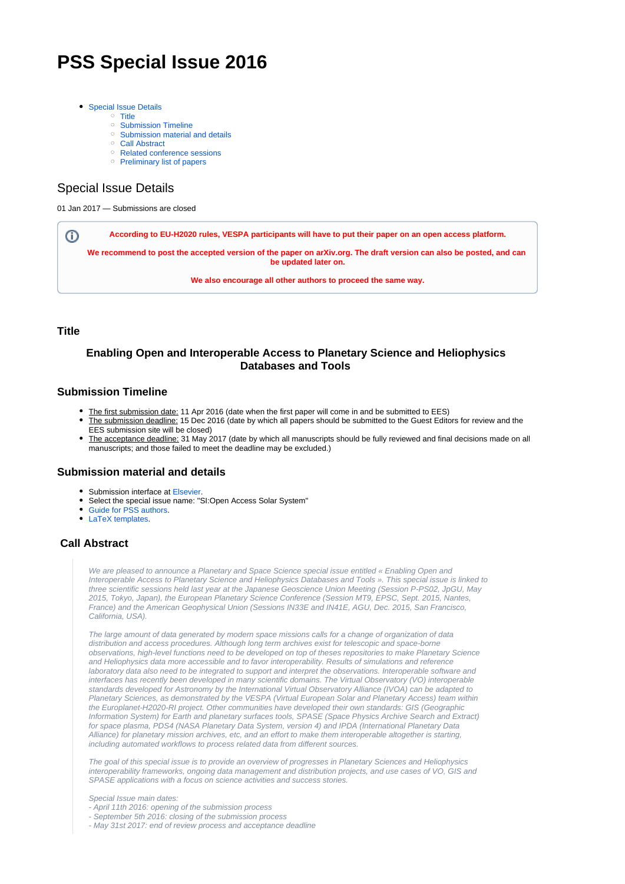# PSS Special Issue 2016

- Special Issue Details
  - Title
  - Submission Timeline
  - Submission material and details
  - Call Abstract
  - Related conference sessions
  - Preliminary list of papers

## Special Issue Details

01 Jan 2017 — Submissions are closed

> **According to EU-H2020 rules, VESPA participants will have to put their paper on an open access platform.**
>
> **We recommend to post the accepted version of the paper on arXiv.org. The draft version can also be posted, and can be updated later on.**
>
> **We also encourage all other authors to proceed the same way.**

### Title

#### Enabling Open and Interoperable Access to Planetary Science and Heliophysics Databases and Tools

### Submission Timeline

- The first submission date: 11 Apr 2016 (date when the first paper will come in and be submitted to EES)
- The submission deadline: 15 Dec 2016 (date by which all papers should be submitted to the Guest Editors for review and the EES submission site will be closed)
- The acceptance deadline: 31 May 2017 (date by which all manuscripts should be fully reviewed and final decisions made on all manuscripts; and those failed to meet the deadline may be excluded.)

### Submission material and details

- Submission interface at Elsevier.
- Select the special issue name: "SI:Open Access Solar System"
- Guide for PSS authors.
- LaTeX templates.

### Call Abstract

> *We are pleased to announce a Planetary and Space Science special issue entitled « Enabling Open and Interoperable Access to Planetary Science and Heliophysics Databases and Tools ». This special issue is linked to three scientific sessions held last year at the Japanese Geoscience Union Meeting (Session P-PS02, JpGU, May 2015, Tokyo, Japan), the European Planetary Science Conference (Session MT9, EPSC, Sept. 2015, Nantes, France) and the American Geophysical Union (Sessions IN33E and IN41E, AGU, Dec. 2015, San Francisco, California, USA).*
>
> *The large amount of data generated by modern space missions calls for a change of organization of data distribution and access procedures. Although long term archives exist for telescopic and space-borne observations, high-level functions need to be developed on top of theses repositories to make Planetary Science and Heliophysics data more accessible and to favor interoperability. Results of simulations and reference laboratory data also need to be integrated to support and interpret the observations. Interoperable software and interfaces has recently been developed in many scientific domains. The Virtual Observatory (VO) interoperable standards developed for Astronomy by the International Virtual Observatory Alliance (IVOA) can be adapted to Planetary Sciences, as demonstrated by the VESPA (Virtual European Solar and Planetary Access) team within the Europlanet-H2020-RI project. Other communities have developed their own standards: GIS (Geographic Information System) for Earth and planetary surfaces tools, SPASE (Space Physics Archive Search and Extract) for space plasma, PDS4 (NASA Planetary Data System, version 4) and IPDA (International Planetary Data Alliance) for planetary mission archives, etc, and an effort to make them interoperable altogether is starting, including automated workflows to process related data from different sources.*
>
> *The goal of this special issue is to provide an overview of progresses in Planetary Sciences and Heliophysics interoperability frameworks, ongoing data management and distribution projects, and use cases of VO, GIS and SPASE applications with a focus on science activities and success stories.*
>
> *Special Issue main dates:*
> *- April 11th 2016: opening of the submission process*
> *- September 5th 2016: closing of the submission process*
> *- May 31st 2017: end of review process and acceptance deadline*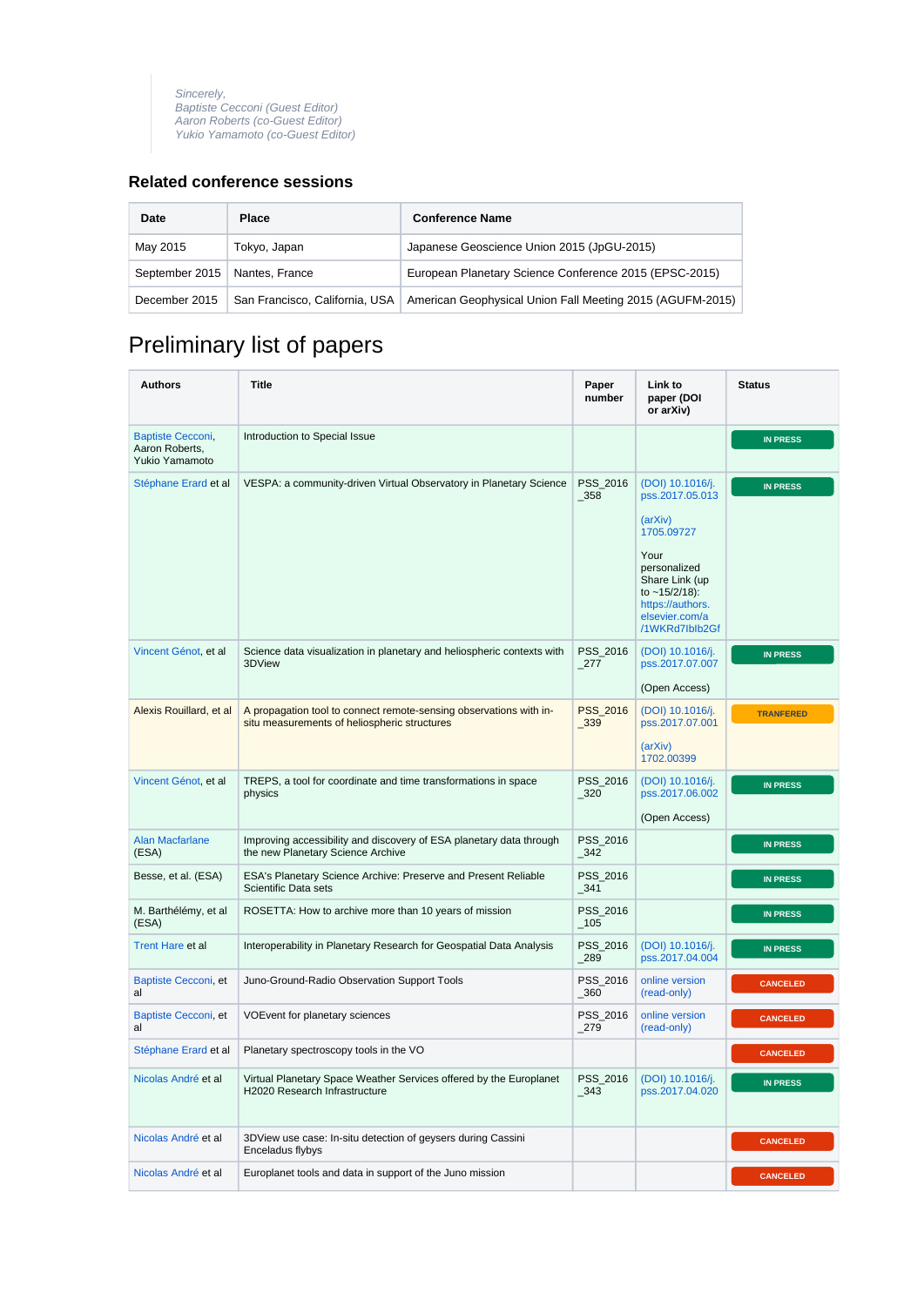> *Sincerely,*
> *Baptiste Cecconi (Guest Editor)*
> *Aaron Roberts (co-Guest Editor)*
> *Yukio Yamamoto (co-Guest Editor)*

### Related conference sessions

| Date | Place | Conference Name |
|---|---|---|
| May 2015 | Tokyo, Japan | Japanese Geoscience Union 2015 (JpGU-2015) |
| September 2015 | Nantes, France | European Planetary Science Conference 2015 (EPSC-2015) |
| December 2015 | San Francisco, California, USA | American Geophysical Union Fall Meeting 2015 (AGUFM-2015) |

# Preliminary list of papers

| Authors | Title | Paper number | Link to paper (DOI or arXiv) | Status |
|---|---|---|---|---|
| Baptiste Cecconi, Aaron Roberts, Yukio Yamamoto | Introduction to Special Issue | | | IN PRESS |
| Stéphane Erard et al | VESPA: a community-driven Virtual Observatory in Planetary Science | PSS_2016_358 | (DOI) 10.1016/j.pss.2017.05.013<br><br>(arXiv) 1705.09727<br><br>Your personalized Share Link (up to ~15/2/18): https://authors.elsevier.com/a/1WKRd7Iblb2Gf | IN PRESS |
| Vincent Génot, et al | Science data visualization in planetary and heliospheric contexts with 3DView | PSS_2016_277 | (DOI) 10.1016/j.pss.2017.07.007<br><br>(Open Access) | IN PRESS |
| Alexis Rouillard, et al | A propagation tool to connect remote-sensing observations with in-situ measurements of heliospheric structures | PSS_2016_339 | (DOI) 10.1016/j.pss.2017.07.001<br><br>(arXiv) 1702.00399 | TRANFERED |
| Vincent Génot, et al | TREPS, a tool for coordinate and time transformations in space physics | PSS_2016_320 | (DOI) 10.1016/j.pss.2017.06.002<br><br>(Open Access) | IN PRESS |
| Alan Macfarlane (ESA) | Improving accessibility and discovery of ESA planetary data through the new Planetary Science Archive | PSS_2016_342 | | IN PRESS |
| Besse, et al. (ESA) | ESA's Planetary Science Archive: Preserve and Present Reliable Scientific Data sets | PSS_2016_341 | | IN PRESS |
| M. Barthélémy, et al (ESA) | ROSETTA: How to archive more than 10 years of mission | PSS_2016_105 | | IN PRESS |
| Trent Hare et al | Interoperability in Planetary Research for Geospatial Data Analysis | PSS_2016_289 | (DOI) 10.1016/j.pss.2017.04.004 | IN PRESS |
| Baptiste Cecconi, et al | Juno-Ground-Radio Observation Support Tools | PSS_2016_360 | online version (read-only) | CANCELED |
| Baptiste Cecconi, et al | VOEvent for planetary sciences | PSS_2016_279 | online version (read-only) | CANCELED |
| Stéphane Erard et al | Planetary spectroscopy tools in the VO | | | CANCELED |
| Nicolas André et al | Virtual Planetary Space Weather Services offered by the Europlanet H2020 Research Infrastructure | PSS_2016_343 | (DOI) 10.1016/j.pss.2017.04.020 | IN PRESS |
| Nicolas André et al | 3DView use case: In-situ detection of geysers during Cassini Enceladus flybys | | | CANCELED |
| Nicolas André et al | Europlanet tools and data in support of the Juno mission | | | CANCELED |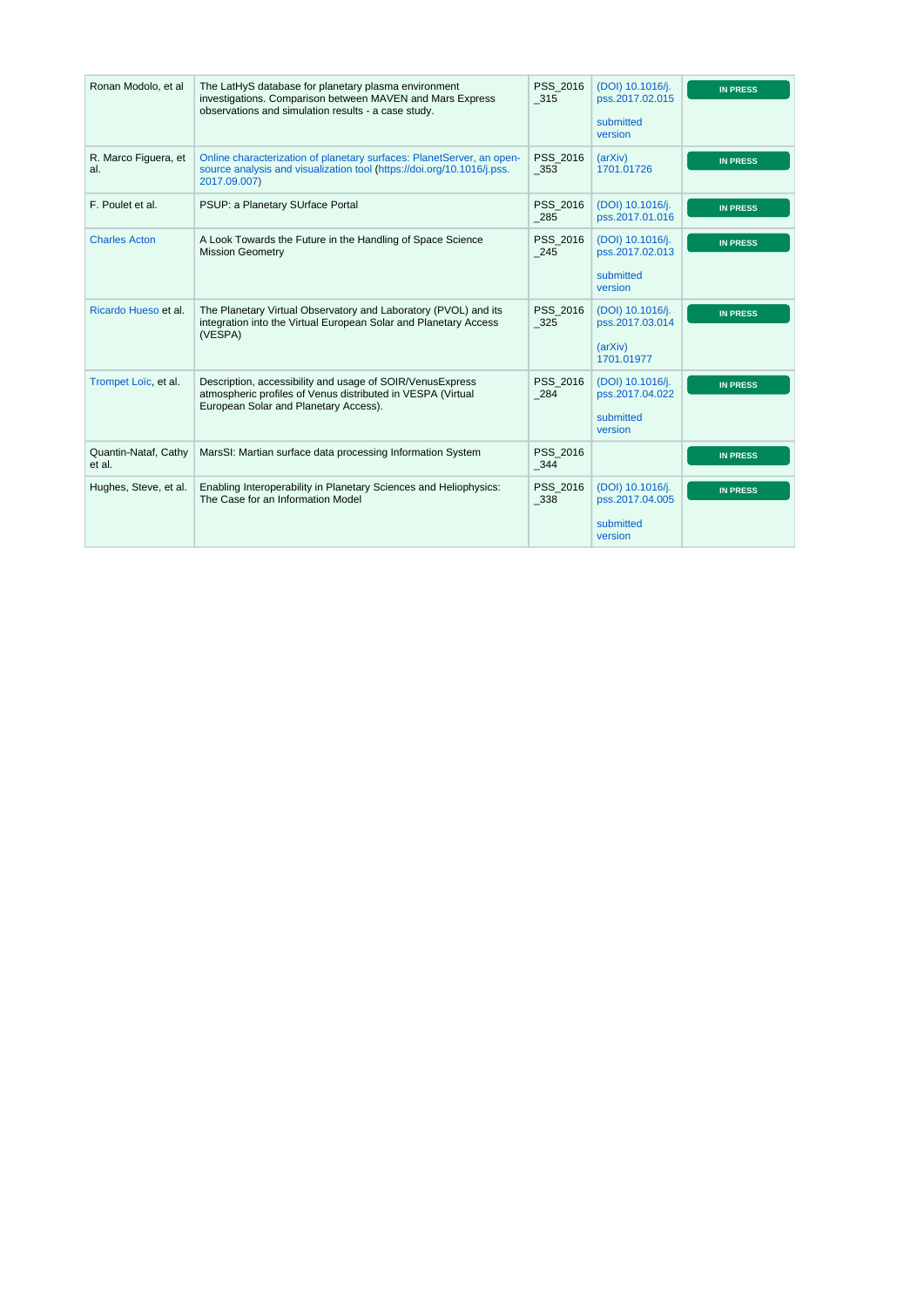| | | | | |
|---|---|---|---|---|
| Ronan Modolo, et al | The LatHyS database for planetary plasma environment investigations. Comparison between MAVEN and Mars Express observations and simulation results - a case study. | PSS_2016_315 | (DOI) 10.1016/j.pss.2017.02.015<br><br>submitted version | IN PRESS |
| R. Marco Figuera, et al. | Online characterization of planetary surfaces: PlanetServer, an open-source analysis and visualization tool (https://doi.org/10.1016/j.pss.2017.09.007) | PSS_2016_353 | (arXiv) 1701.01726 | IN PRESS |
| F. Poulet et al. | PSUP: a Planetary SUrface Portal | PSS_2016_285 | (DOI) 10.1016/j.pss.2017.01.016 | IN PRESS |
| Charles Acton | A Look Towards the Future in the Handling of Space Science Mission Geometry | PSS_2016_245 | (DOI) 10.1016/j.pss.2017.02.013<br><br>submitted version | IN PRESS |
| Ricardo Hueso et al. | The Planetary Virtual Observatory and Laboratory (PVOL) and its integration into the Virtual European Solar and Planetary Access (VESPA) | PSS_2016_325 | (DOI) 10.1016/j.pss.2017.03.014<br><br>(arXiv) 1701.01977 | IN PRESS |
| Trompet Loïc, et al. | Description, accessibility and usage of SOIR/VenusExpress atmospheric profiles of Venus distributed in VESPA (Virtual European Solar and Planetary Access). | PSS_2016_284 | (DOI) 10.1016/j.pss.2017.04.022<br><br>submitted version | IN PRESS |
| Quantin-Nataf, Cathy et al. | MarsSI: Martian surface data processing Information System | PSS_2016_344 | | IN PRESS |
| Hughes, Steve, et al. | Enabling Interoperability in Planetary Sciences and Heliophysics: The Case for an Information Model | PSS_2016_338 | (DOI) 10.1016/j.pss.2017.04.005<br><br>submitted version | IN PRESS |